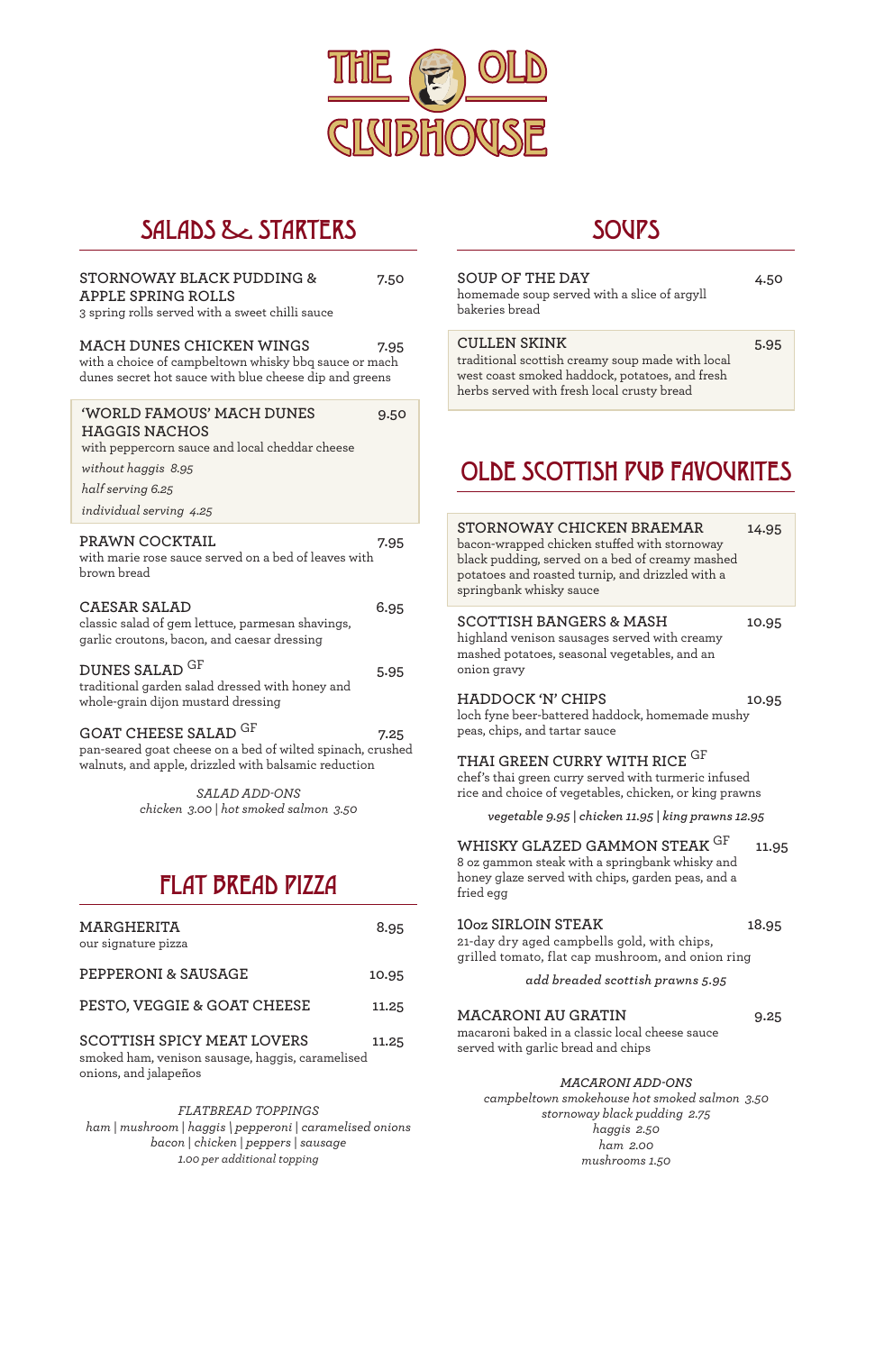# THE OLD CLUBHOUSE

## SALADS & STARTERS

**STORNOWAY BLACK PUDDING & APPLE SPRING ROLLS** 7.50
3 spring rolls served with a sweet chilli sauce

**MACH DUNES CHICKEN WINGS** 7.95
with a choice of campbeltown whisky bbq sauce or mach dunes secret hot sauce with blue cheese dip and greens

**'WORLD FAMOUS' MACH DUNES HAGGIS NACHOS** 9.50
with peppercorn sauce and local cheddar cheese
*without haggis 8.95*
*half serving 6.25*
*individual serving 4.25*

**PRAWN COCKTAIL** 7.95
with marie rose sauce served on a bed of leaves with brown bread

**CAESAR SALAD** 6.95
classic salad of gem lettuce, parmesan shavings, garlic croutons, bacon, and caesar dressing

**DUNES SALAD** GF 5.95
traditional garden salad dressed with honey and whole-grain dijon mustard dressing

**GOAT CHEESE SALAD** GF 7.25
pan-seared goat cheese on a bed of wilted spinach, crushed walnuts, and apple, drizzled with balsamic reduction

*SALAD ADD-ONS*
*chicken 3.00 | hot smoked salmon 3.50*

## FLAT BREAD PIZZA

**MARGHERITA** 8.95
our signature pizza

**PEPPERONI & SAUSAGE** 10.95

**PESTO, VEGGIE & GOAT CHEESE** 11.25

**SCOTTISH SPICY MEAT LOVERS** 11.25
smoked ham, venison sausage, haggis, caramelised onions, and jalapeños

*FLATBREAD TOPPINGS*
*ham | mushroom | haggis | pepperoni | caramelised onions*
*bacon | chicken | peppers | sausage*
*1.00 per additional topping*

## SOUPS

**SOUP OF THE DAY** 4.50
homemade soup served with a slice of argyll bakeries bread

**CULLEN SKINK** 5.95
traditional scottish creamy soup made with local west coast smoked haddock, potatoes, and fresh herbs served with fresh local crusty bread

## OLDE SCOTTISH PUB FAVOURITES

**STORNOWAY CHICKEN BRAEMAR** 14.95
bacon-wrapped chicken stuffed with stornoway black pudding, served on a bed of creamy mashed potatoes and roasted turnip, and drizzled with a springbank whisky sauce

**SCOTTISH BANGERS & MASH** 10.95
highland venison sausages served with creamy mashed potatoes, seasonal vegetables, and an onion gravy

**HADDOCK 'N' CHIPS** 10.95
loch fyne beer-battered haddock, homemade mushy peas, chips, and tartar sauce

**THAI GREEN CURRY WITH RICE** GF
chef's thai green curry served with turmeric infused rice and choice of vegetables, chicken, or king prawns
*vegetable 9.95 | chicken 11.95 | king prawns 12.95*

**WHISKY GLAZED GAMMON STEAK** GF 11.95
8 oz gammon steak with a springbank whisky and honey glaze served with chips, garden peas, and a fried egg

**10oz SIRLOIN STEAK** 18.95
21-day dry aged campbells gold, with chips, grilled tomato, flat cap mushroom, and onion ring
*add breaded scottish prawns 5.95*

**MACARONI AU GRATIN** 9.25
macaroni baked in a classic local cheese sauce served with garlic bread and chips

*MACARONI ADD-ONS*
*campbeltown smokehouse hot smoked salmon 3.50*
*stornoway black pudding 2.75*
*haggis 2.50*
*ham 2.00*
*mushrooms 1.50*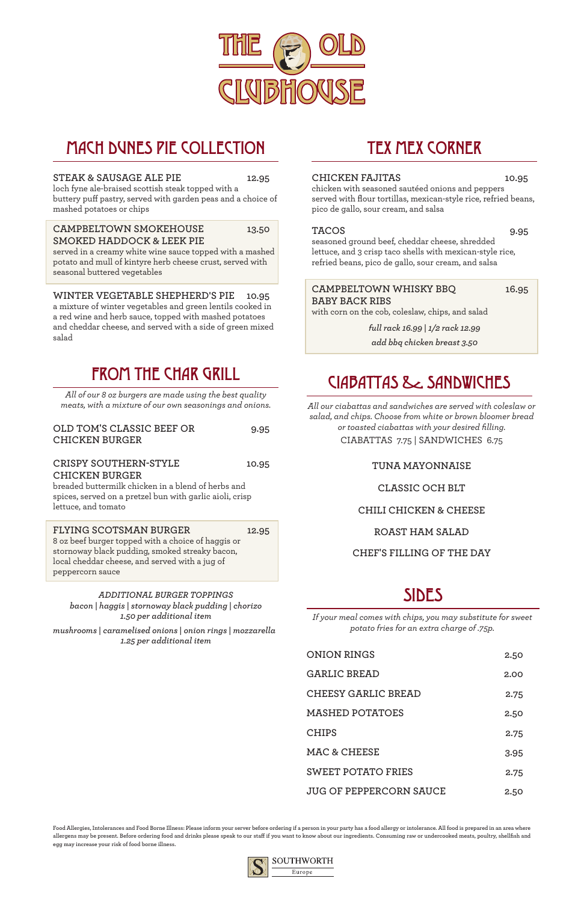# THE OLD CLUBHOUSE

## MACH DUNES PIE COLLECTION

**STEAK & SAUSAGE ALE PIE** 12.95
loch fyne ale-braised scottish steak topped with a buttery puff pastry, served with garden peas and a choice of mashed potatoes or chips

**CAMPBELTOWN SMOKEHOUSE SMOKED HADDOCK & LEEK PIE** 13.50
served in a creamy white wine sauce topped with a mashed potato and mull of kintyre herb cheese crust, served with seasonal buttered vegetables

**WINTER VEGETABLE SHEPHERD'S PIE** 10.95
a mixture of winter vegetables and green lentils cooked in a red wine and herb sauce, topped with mashed potatoes and cheddar cheese, and served with a side of green mixed salad

## FROM THE CHAR GRILL

*All of our 8 oz burgers are made using the best quality meats, with a mixture of our own seasonings and onions.*

**OLD TOM'S CLASSIC BEEF OR CHICKEN BURGER** 9.95

**CRISPY SOUTHERN-STYLE CHICKEN BURGER** 10.95
breaded buttermilk chicken in a blend of herbs and spices, served on a pretzel bun with garlic aioli, crisp lettuce, and tomato

**FLYING SCOTSMAN BURGER** 12.95
8 oz beef burger topped with a choice of haggis or stornoway black pudding, smoked streaky bacon, local cheddar cheese, and served with a jug of peppercorn sauce

*ADDITIONAL BURGER TOPPINGS*
*bacon | haggis | stornoway black pudding | chorizo*
*1.50 per additional item*

*mushrooms | caramelised onions | onion rings | mozzarella*
*1.25 per additional item*

## TEX MEX CORNER

**CHICKEN FAJITAS** 10.95
chicken with seasoned sautéed onions and peppers served with flour tortillas, mexican-style rice, refried beans, pico de gallo, sour cream, and salsa

**TACOS** 9.95
seasoned ground beef, cheddar cheese, shredded lettuce, and 3 crisp taco shells with mexican-style rice, refried beans, pico de gallo, sour cream, and salsa

**CAMPBELTOWN WHISKY BBQ BABY BACK RIBS** 16.95
with corn on the cob, coleslaw, chips, and salad

*full rack 16.99 | 1/2 rack 12.99*

*add bbq chicken breast 3.50*

## CIABATTAS & SANDWICHES

*All our ciabattas and sandwiches are served with coleslaw or salad, and chips. Choose from white or brown bloomer bread or toasted ciabattas with your desired filling.*

CIABATTAS 7.75 | SANDWICHES 6.75

TUNA MAYONNAISE

CLASSIC OCH BLT

CHILI CHICKEN & CHEESE

ROAST HAM SALAD

CHEF'S FILLING OF THE DAY

## SIDES

*If your meal comes with chips, you may substitute for sweet potato fries for an extra charge of .75p.*

| | |
|---|---|
| ONION RINGS | 2.50 |
| GARLIC BREAD | 2.00 |
| CHEESY GARLIC BREAD | 2.75 |
| MASHED POTATOES | 2.50 |
| CHIPS | 2.75 |
| MAC & CHEESE | 3.95 |
| SWEET POTATO FRIES | 2.75 |
| JUG OF PEPPERCORN SAUCE | 2.50 |

Food Allergies, Intolerances and Food Borne Illness: Please inform your server before ordering if a person in your party has a food allergy or intolerance. All food is prepared in an area where allergens may be present. Before ordering food and drinks please speak to our staff if you want to know about our ingredients. Consuming raw or undercooked meats, poultry, shellfish and egg may increase your risk of food borne illness.

SOUTHWORTH Europe